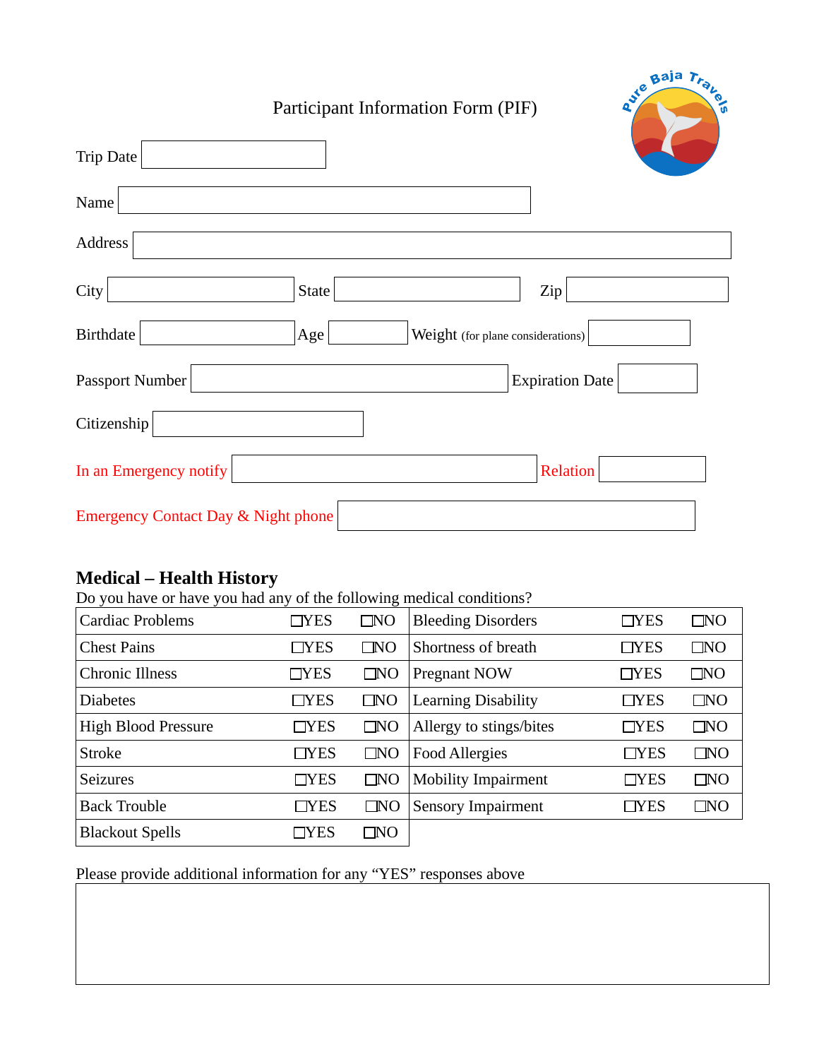# Participant Information Form (PIF)

Trip Date ______________________

Name ______________________

Address ______________________

City ______________ State ______________ Zip ______________

Birthdate ______________ Age ________ Weight (for plane considerations) ________

Passport Number ______________________ Expiration Date ________

Citizenship ______________________

In an Emergency notify ______________________ Relation ________

Emergency Contact Day & Night phone ______________________

## Medical – Health History

Do you have or have you had any of the following medical conditions?

| Condition | | | Condition | | |
|---|---|---|---|---|---|
| Cardiac Problems | ☐YES | ☐NO | Bleeding Disorders | ☐YES | ☐NO |
| Chest Pains | ☐YES | ☐NO | Shortness of breath | ☐YES | ☐NO |
| Chronic Illness | ☐YES | ☐NO | Pregnant NOW | ☐YES | ☐NO |
| Diabetes | ☐YES | ☐NO | Learning Disability | ☐YES | ☐NO |
| High Blood Pressure | ☐YES | ☐NO | Allergy to stings/bites | ☐YES | ☐NO |
| Stroke | ☐YES | ☐NO | Food Allergies | ☐YES | ☐NO |
| Seizures | ☐YES | ☐NO | Mobility Impairment | ☐YES | ☐NO |
| Back Trouble | ☐YES | ☐NO | Sensory Impairment | ☐YES | ☐NO |
| Blackout Spells | ☐YES | ☐NO | | | |

Please provide additional information for any “YES” responses above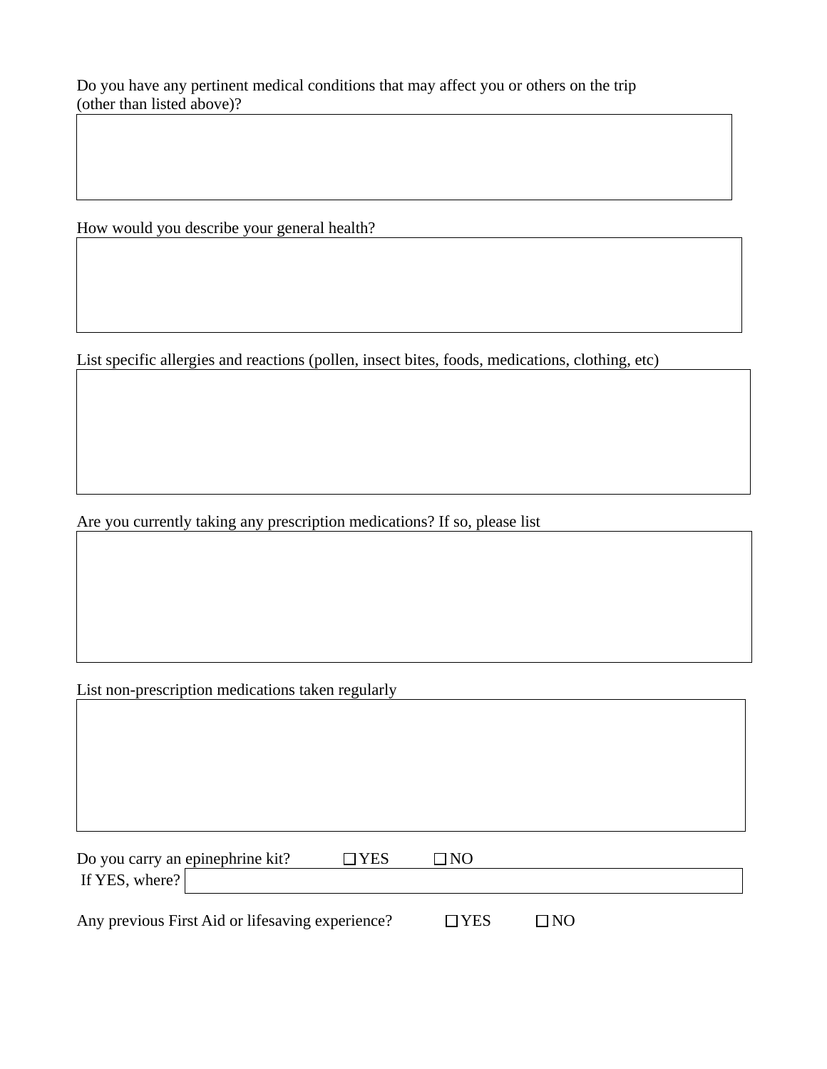Do you have any pertinent medical conditions that may affect you or others on the trip (other than listed above)?

How would you describe your general health?

List specific allergies and reactions (pollen, insect bites, foods, medications, clothing, etc)

Are you currently taking any prescription medications? If so, please list

List non-prescription medications taken regularly

Do you carry an epinephrine kit? ☐ YES ☐ NO

If YES, where?

Any previous First Aid or lifesaving experience? ☐ YES ☐ NO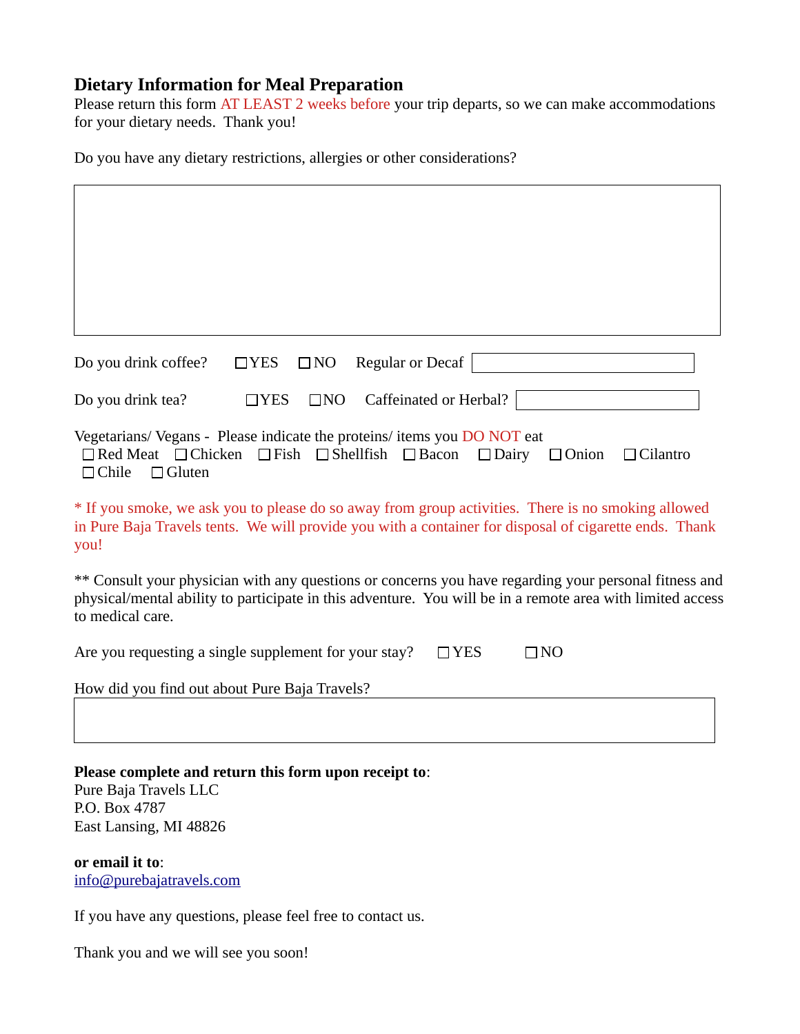## Dietary Information for Meal Preparation

Please return this form AT LEAST 2 weeks before your trip departs, so we can make accommodations for your dietary needs. Thank you!

Do you have any dietary restrictions, allergies or other considerations?

| |
|---|
| |

Do you drink coffee? ☐YES ☐NO Regular or Decaf [ ]

Do you drink tea? ☐YES ☐NO Caffeinated or Herbal? [ ]

Vegetarians/ Vegans - Please indicate the proteins/ items you DO NOT eat

☐Red Meat ☐Chicken ☐Fish ☐Shellfish ☐Bacon ☐Dairy ☐Onion ☐Cilantro ☐Chile ☐Gluten

* If you smoke, we ask you to please do so away from group activities. There is no smoking allowed in Pure Baja Travels tents. We will provide you with a container for disposal of cigarette ends. Thank you!

** Consult your physician with any questions or concerns you have regarding your personal fitness and physical/mental ability to participate in this adventure. You will be in a remote area with limited access to medical care.

Are you requesting a single supplement for your stay? ☐YES ☐NO

How did you find out about Pure Baja Travels?

| |
|---|
| |

**Please complete and return this form upon receipt to**:
Pure Baja Travels LLC
P.O. Box 4787
East Lansing, MI 48826

**or email it to**:
info@purebajatravels.com

If you have any questions, please feel free to contact us.

Thank you and we will see you soon!